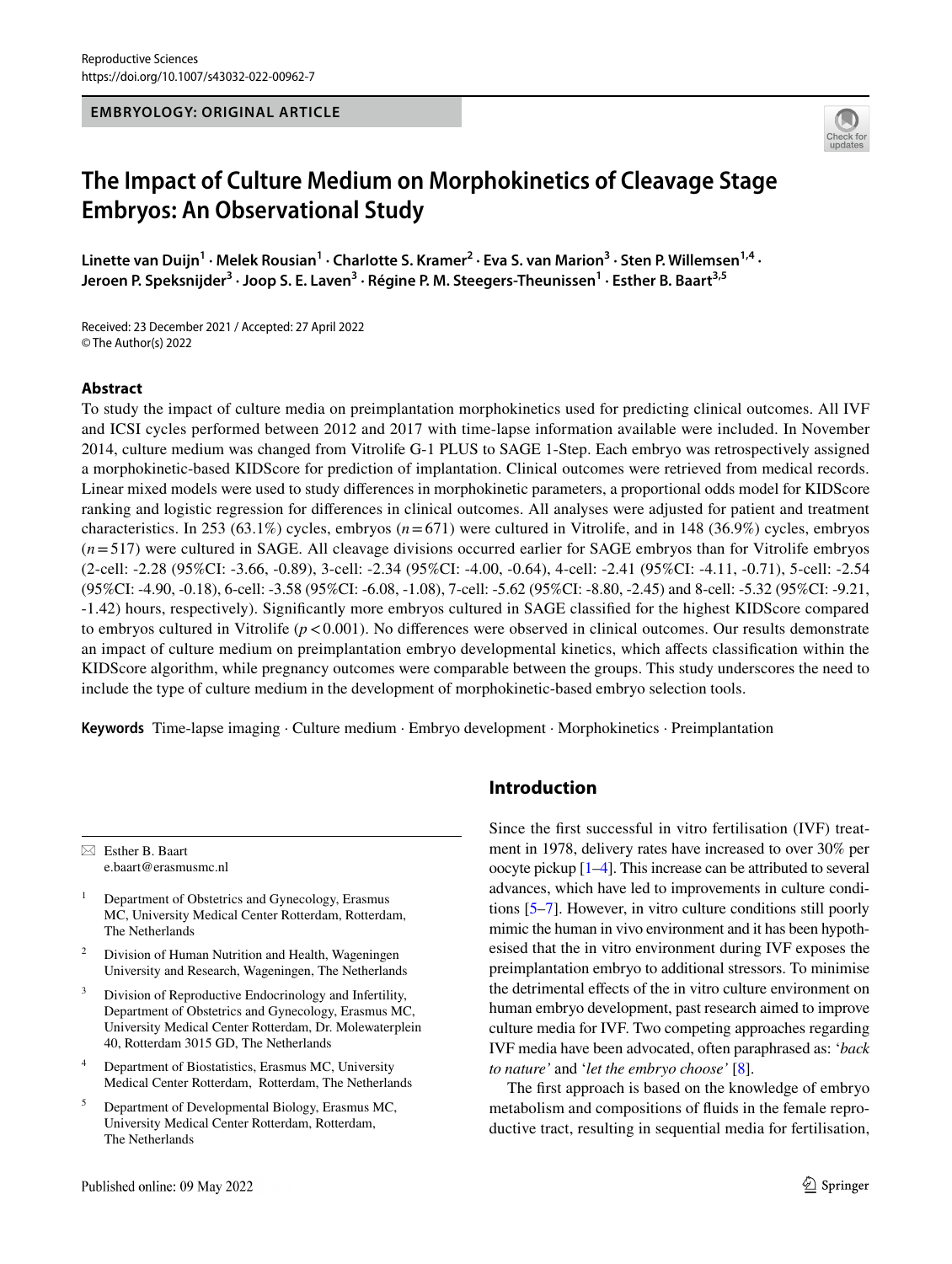EMBRYOLOGY: ORIGINAL ARTICLE

# The Impact of Culture Medium on Morphokinetics of Cleavage Stage Embryos: An Observational Study

**Linette van Duijn[1] · Melek Rousian[1] · Charlotte S. Kramer[2] · Eva S. van Marion[3] · Sten P. Willemsen[1,4] · Jeroen P. Speksnijder[3] · Joop S. E. Laven[3] · Régine P. M. Steegers-Theunissen[1] · Esther B. Baart[3,5]**

Received: 23 December 2021 / Accepted: 27 April 2022
© The Author(s) 2022

## Abstract

To study the impact of culture media on preimplantation morphokinetics used for predicting clinical outcomes. All IVF and ICSI cycles performed between 2012 and 2017 with time-lapse information available were included. In November 2014, culture medium was changed from Vitrolife G-1 PLUS to SAGE 1-Step. Each embryo was retrospectively assigned a morphokinetic-based KIDScore for prediction of implantation. Clinical outcomes were retrieved from medical records. Linear mixed models were used to study differences in morphokinetic parameters, a proportional odds model for KIDScore ranking and logistic regression for differences in clinical outcomes. All analyses were adjusted for patient and treatment characteristics. In 253 (63.1%) cycles, embryos ($n = 671$) were cultured in Vitrolife, and in 148 (36.9%) cycles, embryos ($n = 517$) were cultured in SAGE. All cleavage divisions occurred earlier for SAGE embryos than for Vitrolife embryos (2-cell: -2.28 (95%CI: -3.66, -0.89), 3-cell: -2.34 (95%CI: -4.00, -0.64), 4-cell: -2.41 (95%CI: -4.11, -0.71), 5-cell: -2.54 (95%CI: -4.90, -0.18), 6-cell: -3.58 (95%CI: -6.08, -1.08), 7-cell: -5.62 (95%CI: -8.80, -2.45) and 8-cell: -5.32 (95%CI: -9.21, -1.42) hours, respectively). Significantly more embryos cultured in SAGE classified for the highest KIDScore compared to embryos cultured in Vitrolife ($p < 0.001$). No differences were observed in clinical outcomes. Our results demonstrate an impact of culture medium on preimplantation embryo developmental kinetics, which affects classification within the KIDScore algorithm, while pregnancy outcomes were comparable between the groups. This study underscores the need to include the type of culture medium in the development of morphokinetic-based embryo selection tools.

**Keywords** Time-lapse imaging · Culture medium · Embryo development · Morphokinetics · Preimplantation

## Introduction

Since the first successful in vitro fertilisation (IVF) treatment in 1978, delivery rates have increased to over 30% per oocyte pickup [1–4]. This increase can be attributed to several advances, which have led to improvements in culture conditions [5–7]. However, in vitro culture conditions still poorly mimic the human in vivo environment and it has been hypothesised that the in vitro environment during IVF exposes the preimplantation embryo to additional stressors. To minimise the detrimental effects of the in vitro culture environment on human embryo development, past research aimed to improve culture media for IVF. Two competing approaches regarding IVF media have been advocated, often paraphrased as: '*back to nature*' and '*let the embryo choose*' [8].

The first approach is based on the knowledge of embryo metabolism and compositions of fluids in the female reproductive tract, resulting in sequential media for fertilisation,

---

✉ Esther B. Baart
e.baart@erasmusmc.nl

1 Department of Obstetrics and Gynecology, Erasmus MC, University Medical Center Rotterdam, Rotterdam, The Netherlands

2 Division of Human Nutrition and Health, Wageningen University and Research, Wageningen, The Netherlands

3 Division of Reproductive Endocrinology and Infertility, Department of Obstetrics and Gynecology, Erasmus MC, University Medical Center Rotterdam, Dr. Molewaterplein 40, Rotterdam 3015 GD, The Netherlands

4 Department of Biostatistics, Erasmus MC, University Medical Center Rotterdam, Rotterdam, The Netherlands

5 Department of Developmental Biology, Erasmus MC, University Medical Center Rotterdam, Rotterdam, The Netherlands

Published online: 09 May 2022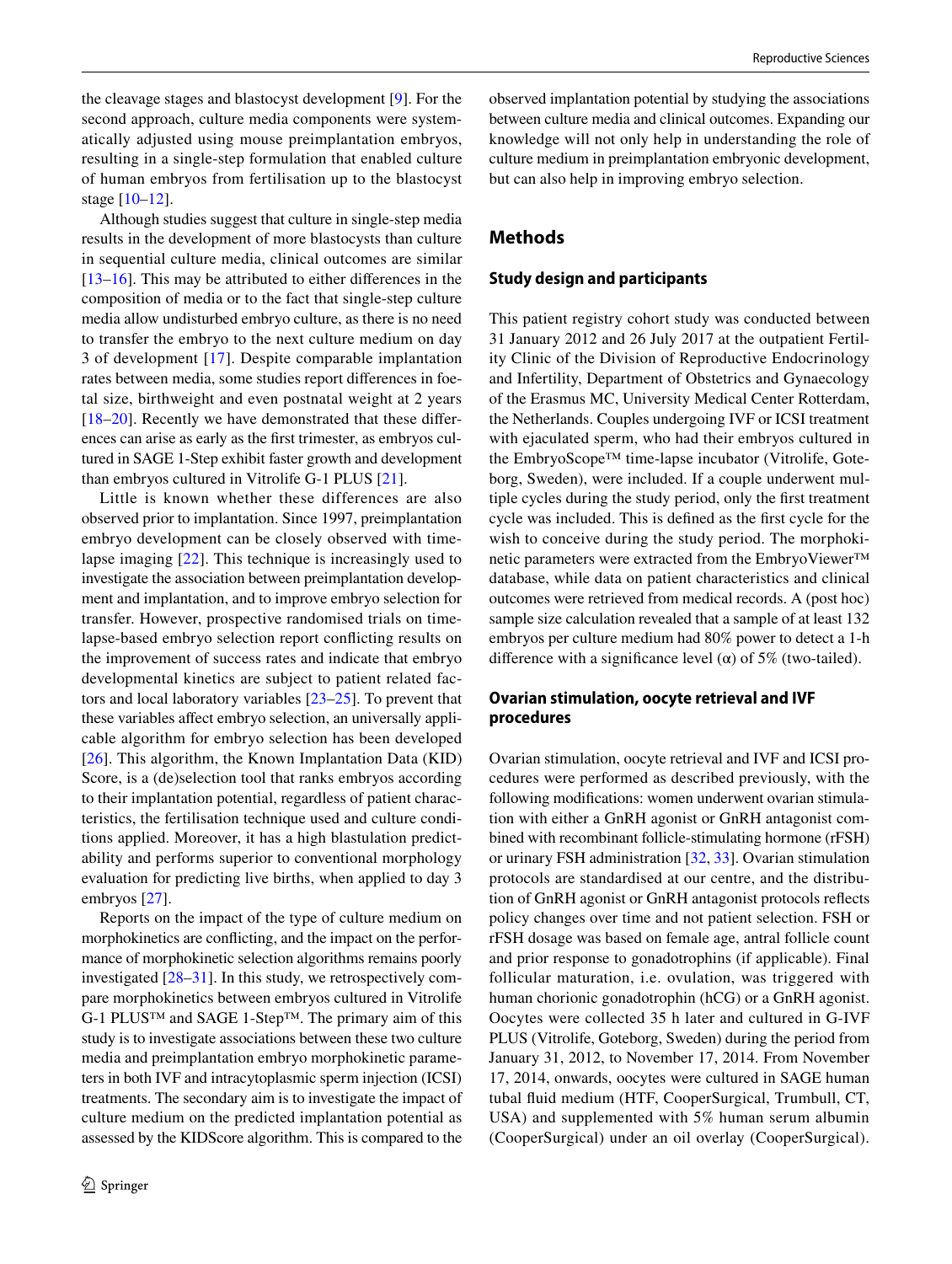the cleavage stages and blastocyst development [9]. For the second approach, culture media components were systematically adjusted using mouse preimplantation embryos, resulting in a single-step formulation that enabled culture of human embryos from fertilisation up to the blastocyst stage [10–12].

Although studies suggest that culture in single-step media results in the development of more blastocysts than culture in sequential culture media, clinical outcomes are similar [13–16]. This may be attributed to either differences in the composition of media or to the fact that single-step culture media allow undisturbed embryo culture, as there is no need to transfer the embryo to the next culture medium on day 3 of development [17]. Despite comparable implantation rates between media, some studies report differences in foetal size, birthweight and even postnatal weight at 2 years [18–20]. Recently we have demonstrated that these differences can arise as early as the first trimester, as embryos cultured in SAGE 1-Step exhibit faster growth and development than embryos cultured in Vitrolife G-1 PLUS [21].

Little is known whether these differences are also observed prior to implantation. Since 1997, preimplantation embryo development can be closely observed with time-lapse imaging [22]. This technique is increasingly used to investigate the association between preimplantation development and implantation, and to improve embryo selection for transfer. However, prospective randomised trials on time-lapse-based embryo selection report conflicting results on the improvement of success rates and indicate that embryo developmental kinetics are subject to patient related factors and local laboratory variables [23–25]. To prevent that these variables affect embryo selection, an universally applicable algorithm for embryo selection has been developed [26]. This algorithm, the Known Implantation Data (KID) Score, is a (de)selection tool that ranks embryos according to their implantation potential, regardless of patient characteristics, the fertilisation technique used and culture conditions applied. Moreover, it has a high blastulation predictability and performs superior to conventional morphology evaluation for predicting live births, when applied to day 3 embryos [27].

Reports on the impact of the type of culture medium on morphokinetics are conflicting, and the impact on the performance of morphokinetic selection algorithms remains poorly investigated [28–31]. In this study, we retrospectively compare morphokinetics between embryos cultured in Vitrolife G-1 PLUS™ and SAGE 1-Step™. The primary aim of this study is to investigate associations between these two culture media and preimplantation embryo morphokinetic parameters in both IVF and intracytoplasmic sperm injection (ICSI) treatments. The secondary aim is to investigate the impact of culture medium on the predicted implantation potential as assessed by the KIDScore algorithm. This is compared to the observed implantation potential by studying the associations between culture media and clinical outcomes. Expanding our knowledge will not only help in understanding the role of culture medium in preimplantation embryonic development, but can also help in improving embryo selection.

## Methods

### Study design and participants

This patient registry cohort study was conducted between 31 January 2012 and 26 July 2017 at the outpatient Fertility Clinic of the Division of Reproductive Endocrinology and Infertility, Department of Obstetrics and Gynaecology of the Erasmus MC, University Medical Center Rotterdam, the Netherlands. Couples undergoing IVF or ICSI treatment with ejaculated sperm, who had their embryos cultured in the EmbryoScope™ time-lapse incubator (Vitrolife, Goteborg, Sweden), were included. If a couple underwent multiple cycles during the study period, only the first treatment cycle was included. This is defined as the first cycle for the wish to conceive during the study period. The morphokinetic parameters were extracted from the EmbryoViewer™ database, while data on patient characteristics and clinical outcomes were retrieved from medical records. A (post hoc) sample size calculation revealed that a sample of at least 132 embryos per culture medium had 80% power to detect a 1-h difference with a significance level ($\alpha$) of 5% (two-tailed).

### Ovarian stimulation, oocyte retrieval and IVF procedures

Ovarian stimulation, oocyte retrieval and IVF and ICSI procedures were performed as described previously, with the following modifications: women underwent ovarian stimulation with either a GnRH agonist or GnRH antagonist combined with recombinant follicle-stimulating hormone (rFSH) or urinary FSH administration [32, 33]. Ovarian stimulation protocols are standardised at our centre, and the distribution of GnRH agonist or GnRH antagonist protocols reflects policy changes over time and not patient selection. FSH or rFSH dosage was based on female age, antral follicle count and prior response to gonadotrophins (if applicable). Final follicular maturation, i.e. ovulation, was triggered with human chorionic gonadotrophin (hCG) or a GnRH agonist. Oocytes were collected 35 h later and cultured in G-IVF PLUS (Vitrolife, Goteborg, Sweden) during the period from January 31, 2012, to November 17, 2014. From November 17, 2014, onwards, oocytes were cultured in SAGE human tubal fluid medium (HTF, CooperSurgical, Trumbull, CT, USA) and supplemented with 5% human serum albumin (CooperSurgical) under an oil overlay (CooperSurgical).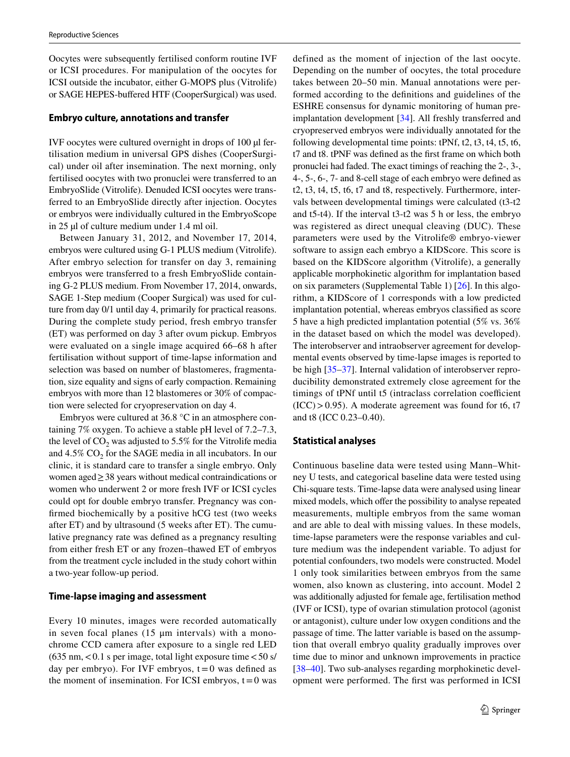Oocytes were subsequently fertilised conform routine IVF or ICSI procedures. For manipulation of the oocytes for ICSI outside the incubator, either G-MOPS plus (Vitrolife) or SAGE HEPES-buffered HTF (CooperSurgical) was used.

### Embryo culture, annotations and transfer

IVF oocytes were cultured overnight in drops of 100 µl fertilisation medium in universal GPS dishes (CooperSurgical) under oil after insemination. The next morning, only fertilised oocytes with two pronuclei were transferred to an EmbryoSlide (Vitrolife). Denuded ICSI oocytes were transferred to an EmbryoSlide directly after injection. Oocytes or embryos were individually cultured in the EmbryoScope in 25 µl of culture medium under 1.4 ml oil.

Between January 31, 2012, and November 17, 2014, embryos were cultured using G-1 PLUS medium (Vitrolife). After embryo selection for transfer on day 3, remaining embryos were transferred to a fresh EmbryoSlide containing G-2 PLUS medium. From November 17, 2014, onwards, SAGE 1-Step medium (Cooper Surgical) was used for culture from day 0/1 until day 4, primarily for practical reasons. During the complete study period, fresh embryo transfer (ET) was performed on day 3 after ovum pickup. Embryos were evaluated on a single image acquired 66–68 h after fertilisation without support of time-lapse information and selection was based on number of blastomeres, fragmentation, size equality and signs of early compaction. Remaining embryos with more than 12 blastomeres or 30% of compaction were selected for cryopreservation on day 4.

Embryos were cultured at 36.8 °C in an atmosphere containing 7% oxygen. To achieve a stable pH level of 7.2–7.3, the level of $CO_2$ was adjusted to 5.5% for the Vitrolife media and 4.5% $CO_2$ for the SAGE media in all incubators. In our clinic, it is standard care to transfer a single embryo. Only women aged ≥ 38 years without medical contraindications or women who underwent 2 or more fresh IVF or ICSI cycles could opt for double embryo transfer. Pregnancy was confirmed biochemically by a positive hCG test (two weeks after ET) and by ultrasound (5 weeks after ET). The cumulative pregnancy rate was defined as a pregnancy resulting from either fresh ET or any frozen–thawed ET of embryos from the treatment cycle included in the study cohort within a two-year follow-up period.

### Time-lapse imaging and assessment

Every 10 minutes, images were recorded automatically in seven focal planes (15 µm intervals) with a monochrome CCD camera after exposure to a single red LED (635 nm, < 0.1 s per image, total light exposure time < 50 s/day per embryo). For IVF embryos, t = 0 was defined as the moment of insemination. For ICSI embryos, t = 0 was defined as the moment of injection of the last oocyte. Depending on the number of oocytes, the total procedure takes between 20–50 min. Manual annotations were performed according to the definitions and guidelines of the ESHRE consensus for dynamic monitoring of human preimplantation development [34]. All freshly transferred and cryopreserved embryos were individually annotated for the following developmental time points: tPNf, t2, t3, t4, t5, t6, t7 and t8. tPNF was defined as the first frame on which both pronuclei had faded. The exact timings of reaching the 2-, 3-, 4-, 5-, 6-, 7- and 8-cell stage of each embryo were defined as t2, t3, t4, t5, t6, t7 and t8, respectively. Furthermore, intervals between developmental timings were calculated (t3-t2 and t5-t4). If the interval t3-t2 was 5 h or less, the embryo was registered as direct unequal cleaving (DUC). These parameters were used by the Vitrolife® embryo-viewer software to assign each embryo a KIDScore. This score is based on the KIDScore algorithm (Vitrolife), a generally applicable morphokinetic algorithm for implantation based on six parameters (Supplemental Table 1) [26]. In this algorithm, a KIDScore of 1 corresponds with a low predicted implantation potential, whereas embryos classified as score 5 have a high predicted implantation potential (5% vs. 36% in the dataset based on which the model was developed). The interobserver and intraobserver agreement for developmental events observed by time-lapse images is reported to be high [35–37]. Internal validation of interobserver reproducibility demonstrated extremely close agreement for the timings of tPNf until t5 (intraclass correlation coefficient (ICC) > 0.95). A moderate agreement was found for t6, t7 and t8 (ICC 0.23–0.40).

### Statistical analyses

Continuous baseline data were tested using Mann–Whitney U tests, and categorical baseline data were tested using Chi-square tests. Time-lapse data were analysed using linear mixed models, which offer the possibility to analyse repeated measurements, multiple embryos from the same woman and are able to deal with missing values. In these models, time-lapse parameters were the response variables and culture medium was the independent variable. To adjust for potential confounders, two models were constructed. Model 1 only took similarities between embryos from the same women, also known as clustering, into account. Model 2 was additionally adjusted for female age, fertilisation method (IVF or ICSI), type of ovarian stimulation protocol (agonist or antagonist), culture under low oxygen conditions and the passage of time. The latter variable is based on the assumption that overall embryo quality gradually improves over time due to minor and unknown improvements in practice [38–40]. Two sub-analyses regarding morphokinetic development were performed. The first was performed in ICSI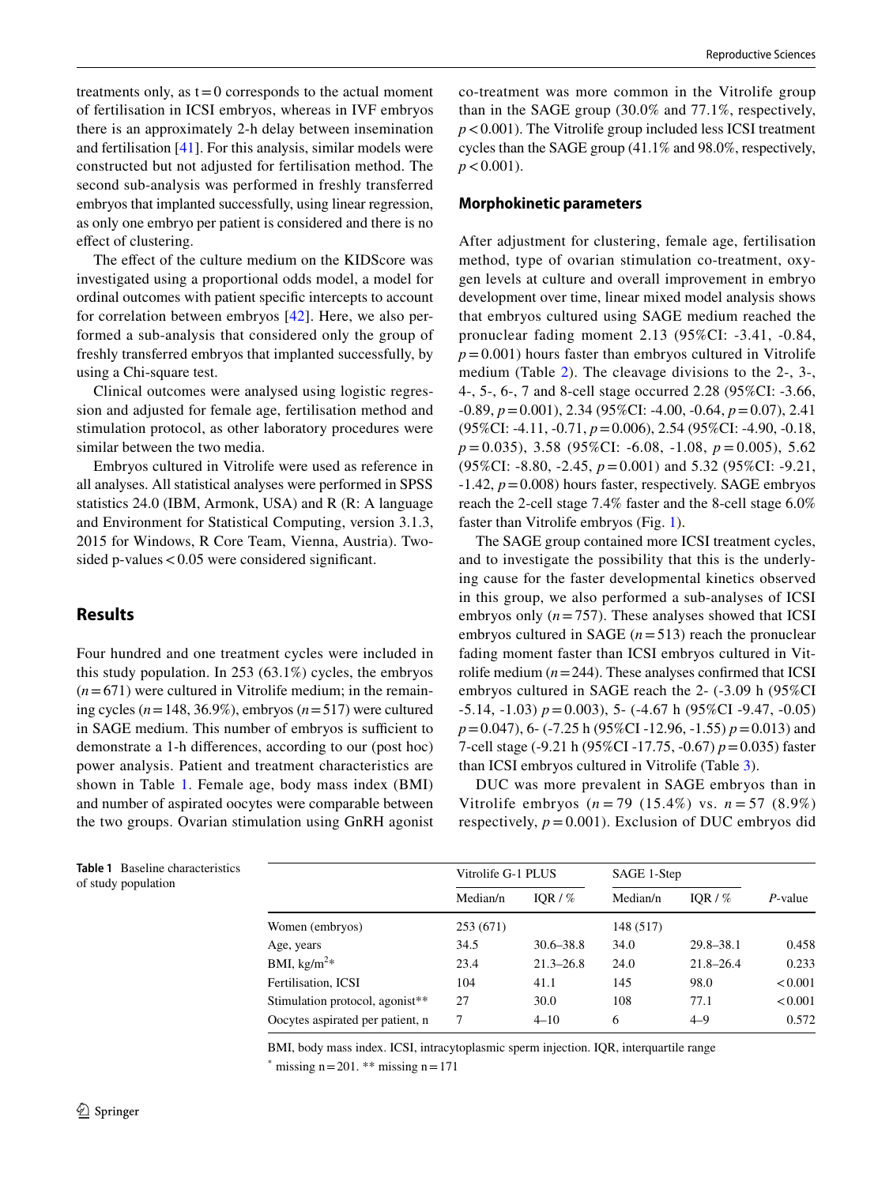treatments only, as t = 0 corresponds to the actual moment of fertilisation in ICSI embryos, whereas in IVF embryos there is an approximately 2-h delay between insemination and fertilisation [41]. For this analysis, similar models were constructed but not adjusted for fertilisation method. The second sub-analysis was performed in freshly transferred embryos that implanted successfully, using linear regression, as only one embryo per patient is considered and there is no effect of clustering.

The effect of the culture medium on the KIDScore was investigated using a proportional odds model, a model for ordinal outcomes with patient specific intercepts to account for correlation between embryos [42]. Here, we also performed a sub-analysis that considered only the group of freshly transferred embryos that implanted successfully, by using a Chi-square test.

Clinical outcomes were analysed using logistic regression and adjusted for female age, fertilisation method and stimulation protocol, as other laboratory procedures were similar between the two media.

Embryos cultured in Vitrolife were used as reference in all analyses. All statistical analyses were performed in SPSS statistics 24.0 (IBM, Armonk, USA) and R (R: A language and Environment for Statistical Computing, version 3.1.3, 2015 for Windows, R Core Team, Vienna, Austria). Two-sided p-values < 0.05 were considered significant.

## Results

Four hundred and one treatment cycles were included in this study population. In 253 (63.1%) cycles, the embryos ($n = 671$) were cultured in Vitrolife medium; in the remaining cycles ($n = 148$, 36.9%), embryos ($n = 517$) were cultured in SAGE medium. This number of embryos is sufficient to demonstrate a 1-h differences, according to our (post hoc) power analysis. Patient and treatment characteristics are shown in Table 1. Female age, body mass index (BMI) and number of aspirated oocytes were comparable between the two groups. Ovarian stimulation using GnRH agonist co-treatment was more common in the Vitrolife group than in the SAGE group (30.0% and 77.1%, respectively, $p < 0.001$). The Vitrolife group included less ICSI treatment cycles than the SAGE group (41.1% and 98.0%, respectively, $p < 0.001$).

### Morphokinetic parameters

After adjustment for clustering, female age, fertilisation method, type of ovarian stimulation co-treatment, oxygen levels at culture and overall improvement in embryo development over time, linear mixed model analysis shows that embryos cultured using SAGE medium reached the pronuclear fading moment 2.13 (95%CI: -3.41, -0.84, $p = 0.001$) hours faster than embryos cultured in Vitrolife medium (Table 2). The cleavage divisions to the 2-, 3-, 4-, 5-, 6-, 7 and 8-cell stage occurred 2.28 (95%CI: -3.66, -0.89, $p = 0.001$), 2.34 (95%CI: -4.00, -0.64, $p = 0.07$), 2.41 (95%CI: -4.11, -0.71, $p = 0.006$), 2.54 (95%CI: -4.90, -0.18, $p = 0.035$), 3.58 (95%CI: -6.08, -1.08, $p = 0.005$), 5.62 (95%CI: -8.80, -2.45, $p = 0.001$) and 5.32 (95%CI: -9.21, -1.42, $p = 0.008$) hours faster, respectively. SAGE embryos reach the 2-cell stage 7.4% faster and the 8-cell stage 6.0% faster than Vitrolife embryos (Fig. 1).

The SAGE group contained more ICSI treatment cycles, and to investigate the possibility that this is the underlying cause for the faster developmental kinetics observed in this group, we also performed a sub-analyses of ICSI embryos only ($n = 757$). These analyses showed that ICSI embryos cultured in SAGE ($n = 513$) reach the pronuclear fading moment faster than ICSI embryos cultured in Vitrolife medium ($n = 244$). These analyses confirmed that ICSI embryos cultured in SAGE reach the 2- (-3.09 h (95%CI -5.14, -1.03) $p = 0.003$), 5- (-4.67 h (95%CI -9.47, -0.05) $p = 0.047$), 6- (-7.25 h (95%CI -12.96, -1.55) $p = 0.013$) and 7-cell stage (-9.21 h (95%CI -17.75, -0.67) $p = 0.035$) faster than ICSI embryos cultured in Vitrolife (Table 3).

DUC was more prevalent in SAGE embryos than in Vitrolife embryos ($n = 79$ (15.4%) vs. $n = 57$ (8.9%) respectively, $p = 0.001$). Exclusion of DUC embryos did

**Table 1** Baseline characteristics of study population

| | Vitrolife G-1 PLUS | | SAGE 1-Step | | |
|---|---|---|---|---|---|
| | Median/n | IQR / % | Median/n | IQR / % | *P*-value |
| Women (embryos) | 253 (671) | | 148 (517) | | |
| Age, years | 34.5 | 30.6–38.8 | 34.0 | 29.8–38.1 | 0.458 |
| BMI, kg/m$^2$* | 23.4 | 21.3–26.8 | 24.0 | 21.8–26.4 | 0.233 |
| Fertilisation, ICSI | 104 | 41.1 | 145 | 98.0 | < 0.001 |
| Stimulation protocol, agonist** | 27 | 30.0 | 108 | 77.1 | < 0.001 |
| Oocytes aspirated per patient, n | 7 | 4–10 | 6 | 4–9 | 0.572 |

BMI, body mass index. ICSI, intracytoplasmic sperm injection. IQR, interquartile range

* missing n = 201. ** missing n = 171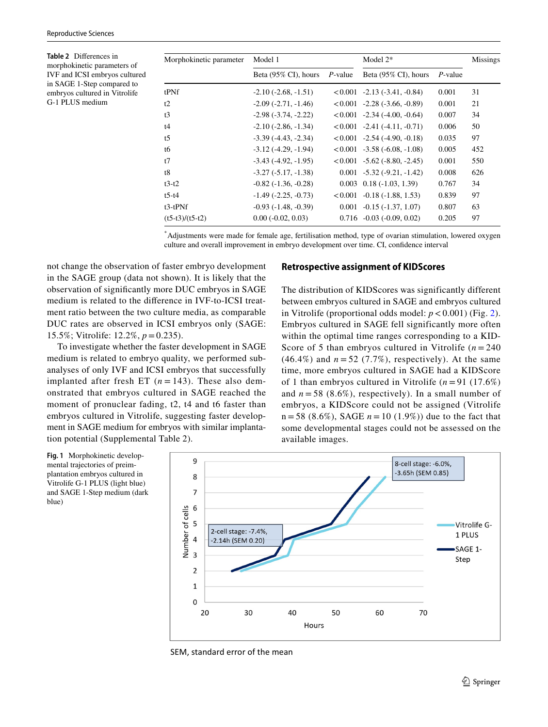**Table 2** Differences in morphokinetic parameters of IVF and ICSI embryos cultured in SAGE 1-Step compared to embryos cultured in Vitrolife G-1 PLUS medium

| Morphokinetic parameter | Model 1 | | Model 2* | | Missings |
|---|---|---|---|---|---|
| | Beta (95% CI), hours | *P*-value | Beta (95% CI), hours | *P*-value | |
| tPNf | -2.10 (-2.68, -1.51) | <0.001 | -2.13 (-3.41, -0.84) | 0.001 | 31 |
| t2 | -2.09 (-2.71, -1.46) | <0.001 | -2.28 (-3.66, -0.89) | 0.001 | 21 |
| t3 | -2.98 (-3.74, -2.22) | <0.001 | -2.34 (-4.00, -0.64) | 0.007 | 34 |
| t4 | -2.10 (-2.86, -1.34) | <0.001 | -2.41 (-4.11, -0.71) | 0.006 | 50 |
| t5 | -3.39 (-4.43, -2.34) | <0.001 | -2.54 (-4.90, -0.18) | 0.035 | 97 |
| t6 | -3.12 (-4.29, -1.94) | <0.001 | -3.58 (-6.08, -1.08) | 0.005 | 452 |
| t7 | -3.43 (-4.92, -1.95) | <0.001 | -5.62 (-8.80, -2.45) | 0.001 | 550 |
| t8 | -3.27 (-5.17, -1.38) | 0.001 | -5.32 (-9.21, -1.42) | 0.008 | 626 |
| t3-t2 | -0.82 (-1.36, -0.28) | 0.003 | 0.18 (-1.03, 1.39) | 0.767 | 34 |
| t5-t4 | -1.49 (-2.25, -0.73) | <0.001 | -0.18 (-1.88, 1.53) | 0.839 | 97 |
| t3-tPNf | -0.93 (-1.48, -0.39) | 0.001 | -0.15 (-1.37, 1.07) | 0.807 | 63 |
| (t5-t3)/(t5-t2) | 0.00 (-0.02, 0.03) | 0.716 | -0.03 (-0.09, 0.02) | 0.205 | 97 |

*Adjustments were made for female age, fertilisation method, type of ovarian stimulation, lowered oxygen culture and overall improvement in embryo development over time. CI, confidence interval

not change the observation of faster embryo development in the SAGE group (data not shown). It is likely that the observation of significantly more DUC embryos in SAGE medium is related to the difference in IVF-to-ICSI treatment ratio between the two culture media, as comparable DUC rates are observed in ICSI embryos only (SAGE: 15.5%; Vitrolife: 12.2%, $p = 0.235$).

To investigate whether the faster development in SAGE medium is related to embryo quality, we performed sub-analyses of only IVF and ICSI embryos that successfully implanted after fresh ET ($n = 143$). These also demonstrated that embryos cultured in SAGE reached the moment of pronuclear fading, t2, t4 and t6 faster than embryos cultured in Vitrolife, suggesting faster development in SAGE medium for embryos with similar implantation potential (Supplemental Table 2).

## Retrospective assignment of KIDScores

The distribution of KIDScores was significantly different between embryos cultured in SAGE and embryos cultured in Vitrolife (proportional odds model: $p < 0.001$) (Fig. 2). Embryos cultured in SAGE fell significantly more often within the optimal time ranges corresponding to a KIDScore of 5 than embryos cultured in Vitrolife ($n = 240$ (46.4%) and $n = 52$ (7.7%), respectively). At the same time, more embryos cultured in SAGE had a KIDScore of 1 than embryos cultured in Vitrolife ($n = 91$ (17.6%) and $n = 58$ (8.6%), respectively). In a small number of embryos, a KIDScore could not be assigned (Vitrolife $n = 58$ (8.6%), SAGE $n = 10$ (1.9%)) due to the fact that some developmental stages could not be assessed on the available images.

**Fig. 1** Morphokinetic developmental trajectories of preimplantation embryos cultured in Vitrolife G-1 PLUS (light blue) and SAGE 1-Step medium (dark blue)

SEM, standard error of the mean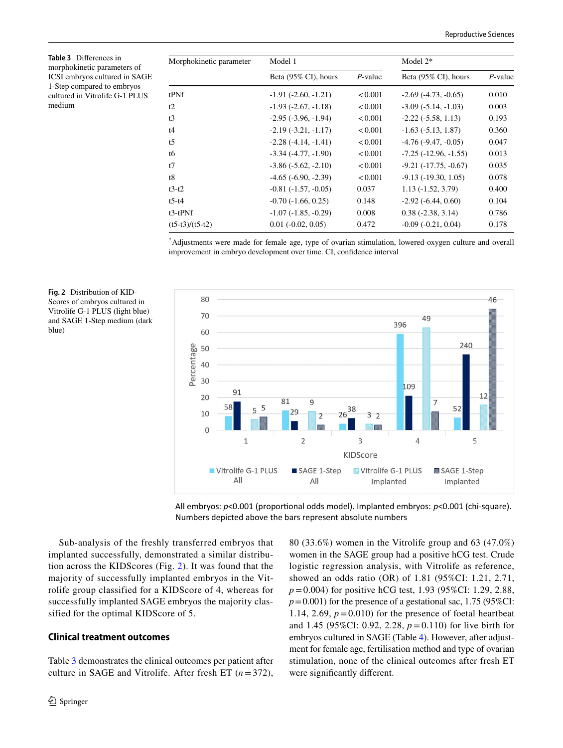**Table 3** Differences in morphokinetic parameters of ICSI embryos cultured in SAGE 1-Step compared to embryos cultured in Vitrolife G-1 PLUS medium

| Morphokinetic parameter | Model 1 | | Model 2* | |
|---|---|---|---|---|
| | Beta (95% CI), hours | *P*-value | Beta (95% CI), hours | *P*-value |
| tPNf | -1.91 (-2.60, -1.21) | <0.001 | -2.69 (-4.73, -0.65) | 0.010 |
| t2 | -1.93 (-2.67, -1.18) | <0.001 | -3.09 (-5.14, -1.03) | 0.003 |
| t3 | -2.95 (-3.96, -1.94) | <0.001 | -2.22 (-5.58, 1.13) | 0.193 |
| t4 | -2.19 (-3.21, -1.17) | <0.001 | -1.63 (-5.13, 1.87) | 0.360 |
| t5 | -2.28 (-4.14, -1.41) | <0.001 | -4.76 (-9.47, -0.05) | 0.047 |
| t6 | -3.34 (-4.77, -1.90) | <0.001 | -7.25 (-12.96, -1.55) | 0.013 |
| t7 | -3.86 (-5.62, -2.10) | <0.001 | -9.21 (-17.75, -0.67) | 0.035 |
| t8 | -4.65 (-6.90, -2.39) | <0.001 | -9.13 (-19.30, 1.05) | 0.078 |
| t3-t2 | -0.81 (-1.57, -0.05) | 0.037 | 1.13 (-1.52, 3.79) | 0.400 |
| t5-t4 | -0.70 (-1.66, 0.25) | 0.148 | -2.92 (-6.44, 0.60) | 0.104 |
| t3-tPNf | -1.07 (-1.85, -0.29) | 0.008 | 0.38 (-2.38, 3.14) | 0.786 |
| (t5-t3)/(t5-t2) | 0.01 (-0.02, 0.05) | 0.472 | -0.09 (-0.21, 0.04) | 0.178 |

*Adjustments were made for female age, type of ovarian stimulation, lowered oxygen culture and overall improvement in embryo development over time. CI, confidence interval

**Fig. 2** Distribution of KIDScores of embryos cultured in Vitrolife G-1 PLUS (light blue) and SAGE 1-Step medium (dark blue)

All embryos: $p<0.001$ (proportional odds model). Implanted embryos: $p<0.001$ (chi-square). Numbers depicted above the bars represent absolute numbers

Sub-analysis of the freshly transferred embryos that implanted successfully, demonstrated a similar distribution across the KIDScores (Fig. 2). It was found that the majority of successfully implanted embryos in the Vitrolife group classified for a KIDScore of 4, whereas for successfully implanted SAGE embryos the majority classified for the optimal KIDScore of 5.

## Clinical treatment outcomes

Table 3 demonstrates the clinical outcomes per patient after culture in SAGE and Vitrolife. After fresh ET ($n=372$), 80 (33.6%) women in the Vitrolife group and 63 (47.0%) women in the SAGE group had a positive hCG test. Crude logistic regression analysis, with Vitrolife as reference, showed an odds ratio (OR) of 1.81 (95%CI: 1.21, 2.71, $p=0.004$) for positive hCG test, 1.93 (95%CI: 1.29, 2.88, $p=0.001$) for the presence of a gestational sac, 1.75 (95%CI: 1.14, 2.69, $p=0.010$) for the presence of foetal heartbeat and 1.45 (95%CI: 0.92, 2.28, $p=0.110$) for live birth for embryos cultured in SAGE (Table 4). However, after adjustment for female age, fertilisation method and type of ovarian stimulation, none of the clinical outcomes after fresh ET were significantly different.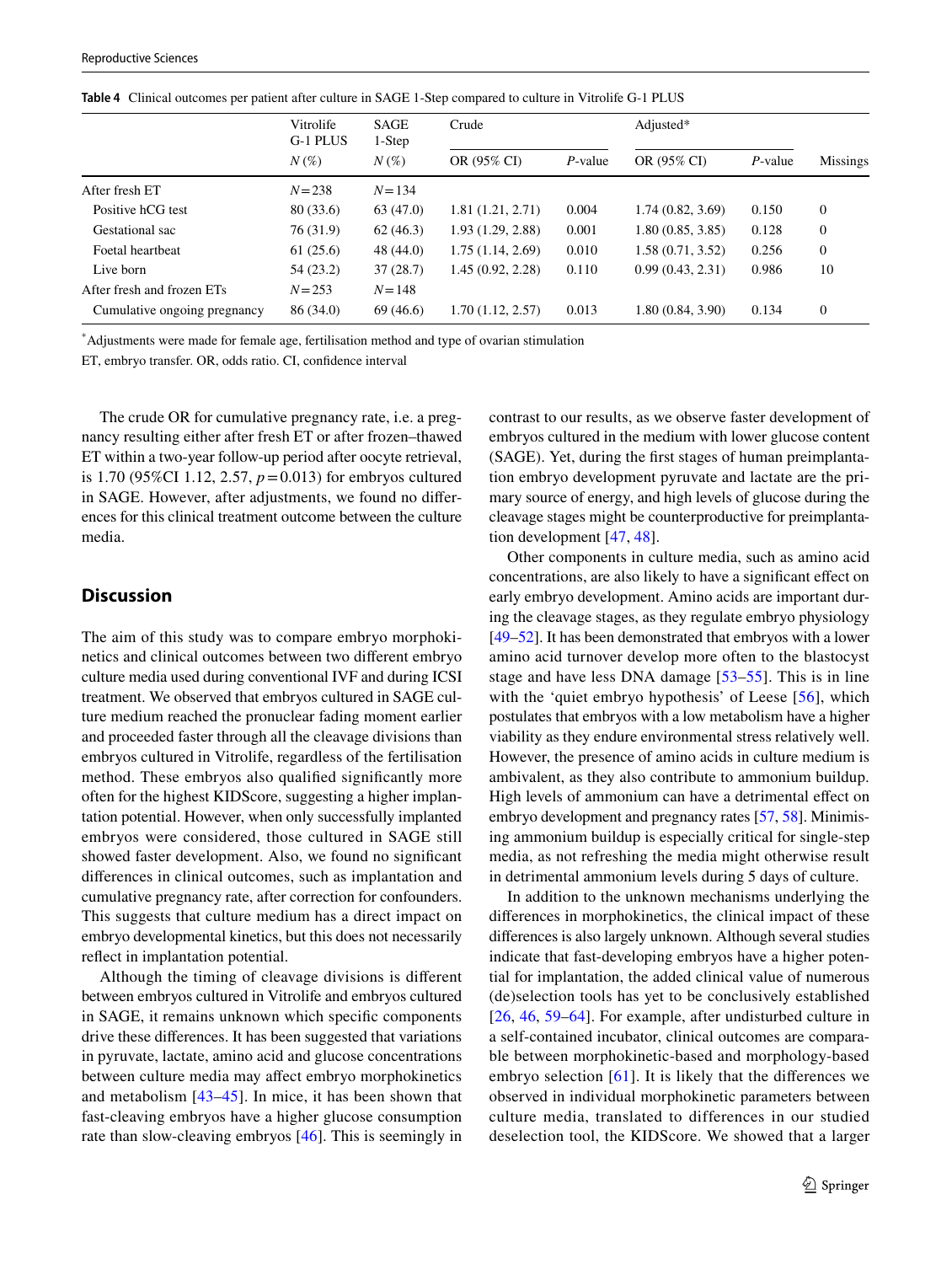**Table 4** Clinical outcomes per patient after culture in SAGE 1-Step compared to culture in Vitrolife G-1 PLUS

| | Vitrolife G-1 PLUS | SAGE 1-Step | Crude | | Adjusted* | | |
|---|---|---|---|---|---|---|---|
| | N (%) | N (%) | OR (95% CI) | P-value | OR (95% CI) | P-value | Missings |
| After fresh ET | N = 238 | N = 134 | | | | | |
| Positive hCG test | 80 (33.6) | 63 (47.0) | 1.81 (1.21, 2.71) | 0.004 | 1.74 (0.82, 3.69) | 0.150 | 0 |
| Gestational sac | 76 (31.9) | 62 (46.3) | 1.93 (1.29, 2.88) | 0.001 | 1.80 (0.85, 3.85) | 0.128 | 0 |
| Foetal heartbeat | 61 (25.6) | 48 (44.0) | 1.75 (1.14, 2.69) | 0.010 | 1.58 (0.71, 3.52) | 0.256 | 0 |
| Live born | 54 (23.2) | 37 (28.7) | 1.45 (0.92, 2.28) | 0.110 | 0.99 (0.43, 2.31) | 0.986 | 10 |
| After fresh and frozen ETs | N = 253 | N = 148 | | | | | |
| Cumulative ongoing pregnancy | 86 (34.0) | 69 (46.6) | 1.70 (1.12, 2.57) | 0.013 | 1.80 (0.84, 3.90) | 0.134 | 0 |

*Adjustments were made for female age, fertilisation method and type of ovarian stimulation

ET, embryo transfer. OR, odds ratio. CI, confidence interval

The crude OR for cumulative pregnancy rate, i.e. a pregnancy resulting either after fresh ET or after frozen–thawed ET within a two-year follow-up period after oocyte retrieval, is 1.70 (95%CI 1.12, 2.57, $p = 0.013$) for embryos cultured in SAGE. However, after adjustments, we found no differences for this clinical treatment outcome between the culture media.

## Discussion

The aim of this study was to compare embryo morphokinetics and clinical outcomes between two different embryo culture media used during conventional IVF and during ICSI treatment. We observed that embryos cultured in SAGE culture medium reached the pronuclear fading moment earlier and proceeded faster through all the cleavage divisions than embryos cultured in Vitrolife, regardless of the fertilisation method. These embryos also qualified significantly more often for the highest KIDScore, suggesting a higher implantation potential. However, when only successfully implanted embryos were considered, those cultured in SAGE still showed faster development. Also, we found no significant differences in clinical outcomes, such as implantation and cumulative pregnancy rate, after correction for confounders. This suggests that culture medium has a direct impact on embryo developmental kinetics, but this does not necessarily reflect in implantation potential.

Although the timing of cleavage divisions is different between embryos cultured in Vitrolife and embryos cultured in SAGE, it remains unknown which specific components drive these differences. It has been suggested that variations in pyruvate, lactate, amino acid and glucose concentrations between culture media may affect embryo morphokinetics and metabolism [43–45]. In mice, it has been shown that fast-cleaving embryos have a higher glucose consumption rate than slow-cleaving embryos [46]. This is seemingly in contrast to our results, as we observe faster development of embryos cultured in the medium with lower glucose content (SAGE). Yet, during the first stages of human preimplantation embryo development pyruvate and lactate are the primary source of energy, and high levels of glucose during the cleavage stages might be counterproductive for preimplantation development [47, 48].

Other components in culture media, such as amino acid concentrations, are also likely to have a significant effect on early embryo development. Amino acids are important during the cleavage stages, as they regulate embryo physiology [49–52]. It has been demonstrated that embryos with a lower amino acid turnover develop more often to the blastocyst stage and have less DNA damage [53–55]. This is in line with the 'quiet embryo hypothesis' of Leese [56], which postulates that embryos with a low metabolism have a higher viability as they endure environmental stress relatively well. However, the presence of amino acids in culture medium is ambivalent, as they also contribute to ammonium buildup. High levels of ammonium can have a detrimental effect on embryo development and pregnancy rates [57, 58]. Minimising ammonium buildup is especially critical for single-step media, as not refreshing the media might otherwise result in detrimental ammonium levels during 5 days of culture.

In addition to the unknown mechanisms underlying the differences in morphokinetics, the clinical impact of these differences is also largely unknown. Although several studies indicate that fast-developing embryos have a higher potential for implantation, the added clinical value of numerous (de)selection tools has yet to be conclusively established [26, 46, 59–64]. For example, after undisturbed culture in a self-contained incubator, clinical outcomes are comparable between morphokinetic-based and morphology-based embryo selection [61]. It is likely that the differences we observed in individual morphokinetic parameters between culture media, translated to differences in our studied deselection tool, the KIDScore. We showed that a larger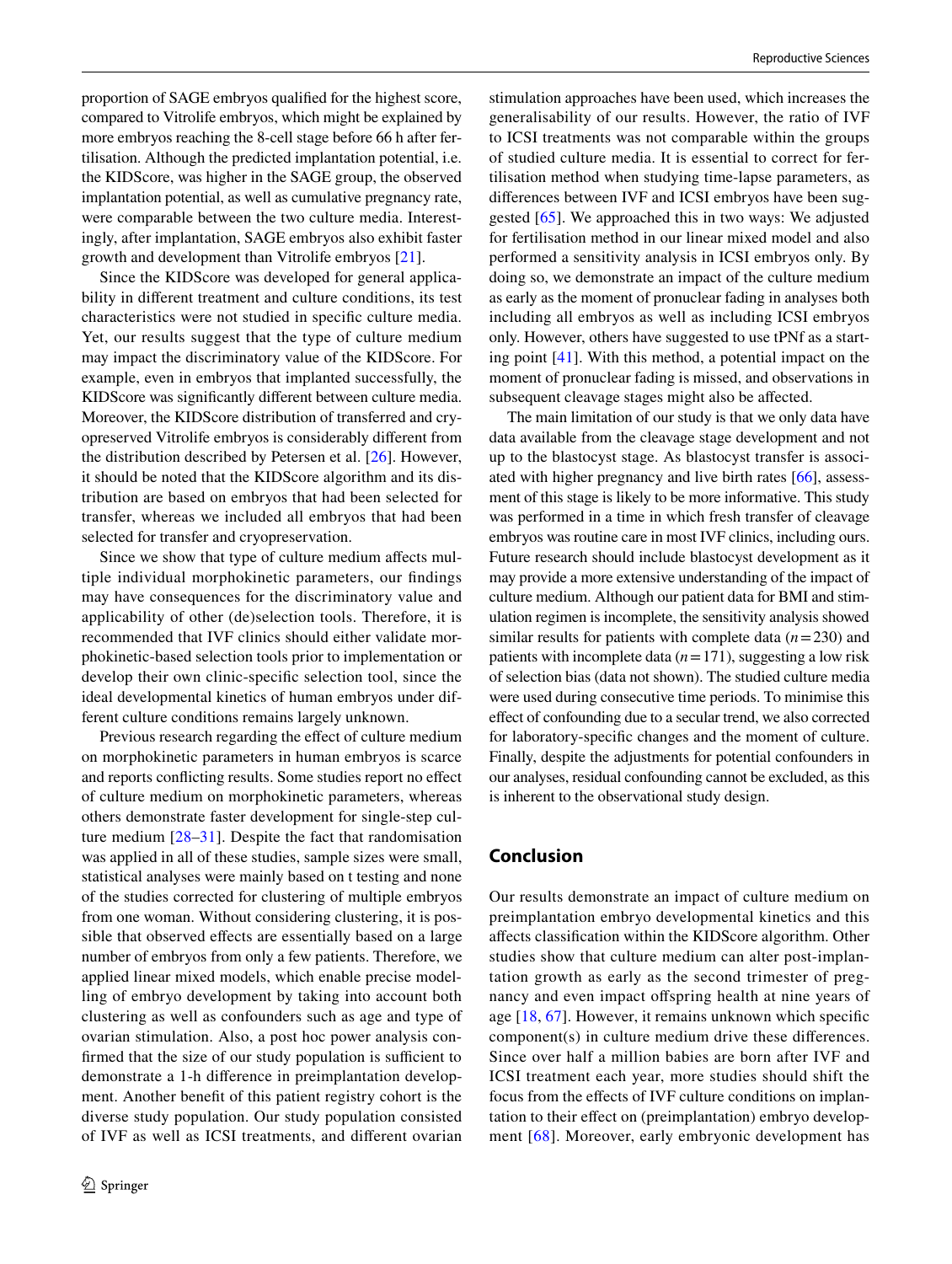proportion of SAGE embryos qualified for the highest score, compared to Vitrolife embryos, which might be explained by more embryos reaching the 8-cell stage before 66 h after fertilisation. Although the predicted implantation potential, i.e. the KIDScore, was higher in the SAGE group, the observed implantation potential, as well as cumulative pregnancy rate, were comparable between the two culture media. Interestingly, after implantation, SAGE embryos also exhibit faster growth and development than Vitrolife embryos [21].

Since the KIDScore was developed for general applicability in different treatment and culture conditions, its test characteristics were not studied in specific culture media. Yet, our results suggest that the type of culture medium may impact the discriminatory value of the KIDScore. For example, even in embryos that implanted successfully, the KIDScore was significantly different between culture media. Moreover, the KIDScore distribution of transferred and cryopreserved Vitrolife embryos is considerably different from the distribution described by Petersen et al. [26]. However, it should be noted that the KIDScore algorithm and its distribution are based on embryos that had been selected for transfer, whereas we included all embryos that had been selected for transfer and cryopreservation.

Since we show that type of culture medium affects multiple individual morphokinetic parameters, our findings may have consequences for the discriminatory value and applicability of other (de)selection tools. Therefore, it is recommended that IVF clinics should either validate morphokinetic-based selection tools prior to implementation or develop their own clinic-specific selection tool, since the ideal developmental kinetics of human embryos under different culture conditions remains largely unknown.

Previous research regarding the effect of culture medium on morphokinetic parameters in human embryos is scarce and reports conflicting results. Some studies report no effect of culture medium on morphokinetic parameters, whereas others demonstrate faster development for single-step culture medium [28–31]. Despite the fact that randomisation was applied in all of these studies, sample sizes were small, statistical analyses were mainly based on t testing and none of the studies corrected for clustering of multiple embryos from one woman. Without considering clustering, it is possible that observed effects are essentially based on a large number of embryos from only a few patients. Therefore, we applied linear mixed models, which enable precise modelling of embryo development by taking into account both clustering as well as confounders such as age and type of ovarian stimulation. Also, a post hoc power analysis confirmed that the size of our study population is sufficient to demonstrate a 1-h difference in preimplantation development. Another benefit of this patient registry cohort is the diverse study population. Our study population consisted of IVF as well as ICSI treatments, and different ovarian stimulation approaches have been used, which increases the generalisability of our results. However, the ratio of IVF to ICSI treatments was not comparable within the groups of studied culture media. It is essential to correct for fertilisation method when studying time-lapse parameters, as differences between IVF and ICSI embryos have been suggested [65]. We approached this in two ways: We adjusted for fertilisation method in our linear mixed model and also performed a sensitivity analysis in ICSI embryos only. By doing so, we demonstrate an impact of the culture medium as early as the moment of pronuclear fading in analyses both including all embryos as well as including ICSI embryos only. However, others have suggested to use tPNf as a starting point [41]. With this method, a potential impact on the moment of pronuclear fading is missed, and observations in subsequent cleavage stages might also be affected.

The main limitation of our study is that we only data have data available from the cleavage stage development and not up to the blastocyst stage. As blastocyst transfer is associated with higher pregnancy and live birth rates [66], assessment of this stage is likely to be more informative. This study was performed in a time in which fresh transfer of cleavage embryos was routine care in most IVF clinics, including ours. Future research should include blastocyst development as it may provide a more extensive understanding of the impact of culture medium. Although our patient data for BMI and stimulation regimen is incomplete, the sensitivity analysis showed similar results for patients with complete data ($n = 230$) and patients with incomplete data ($n = 171$), suggesting a low risk of selection bias (data not shown). The studied culture media were used during consecutive time periods. To minimise this effect of confounding due to a secular trend, we also corrected for laboratory-specific changes and the moment of culture. Finally, despite the adjustments for potential confounders in our analyses, residual confounding cannot be excluded, as this is inherent to the observational study design.

## Conclusion

Our results demonstrate an impact of culture medium on preimplantation embryo developmental kinetics and this affects classification within the KIDScore algorithm. Other studies show that culture medium can alter post-implantation growth as early as the second trimester of pregnancy and even impact offspring health at nine years of age [18, 67]. However, it remains unknown which specific component(s) in culture medium drive these differences. Since over half a million babies are born after IVF and ICSI treatment each year, more studies should shift the focus from the effects of IVF culture conditions on implantation to their effect on (preimplantation) embryo development [68]. Moreover, early embryonic development has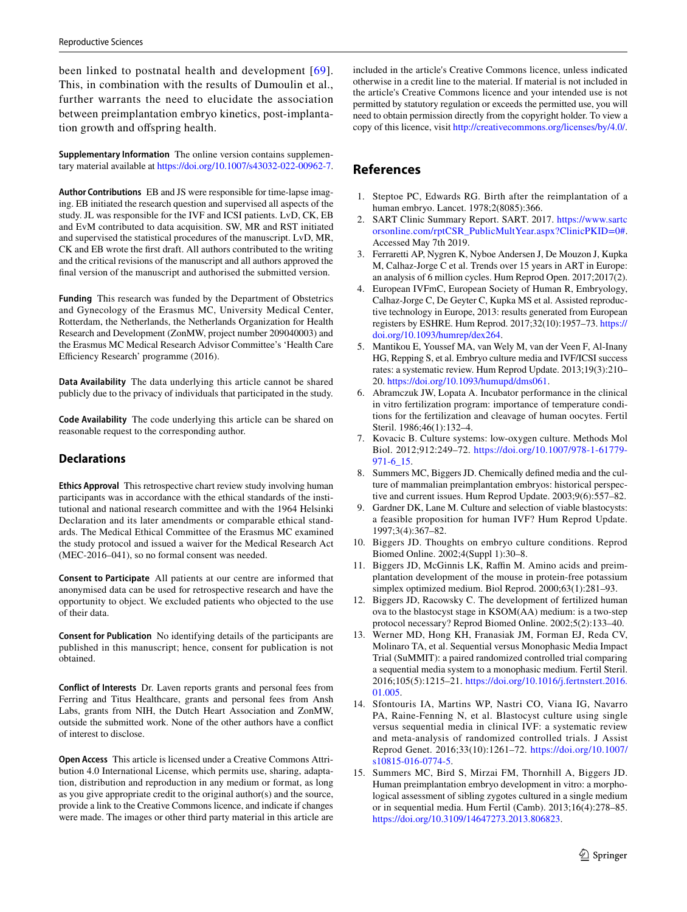been linked to postnatal health and development [69]. This, in combination with the results of Dumoulin et al., further warrants the need to elucidate the association between preimplantation embryo kinetics, post-implantation growth and offspring health.

**Supplementary Information** The online version contains supplementary material available at https://doi.org/10.1007/s43032-022-00962-7.

**Author Contributions** EB and JS were responsible for time-lapse imaging. EB initiated the research question and supervised all aspects of the study. JL was responsible for the IVF and ICSI patients. LvD, CK, EB and EvM contributed to data acquisition. SW, MR and RST initiated and supervised the statistical procedures of the manuscript. LvD, MR, CK and EB wrote the first draft. All authors contributed to the writing and the critical revisions of the manuscript and all authors approved the final version of the manuscript and authorised the submitted version.

**Funding** This research was funded by the Department of Obstetrics and Gynecology of the Erasmus MC, University Medical Center, Rotterdam, the Netherlands, the Netherlands Organization for Health Research and Development (ZonMW, project number 209040003) and the Erasmus MC Medical Research Advisor Committee's 'Health Care Efficiency Research' programme (2016).

**Data Availability** The data underlying this article cannot be shared publicly due to the privacy of individuals that participated in the study.

**Code Availability** The code underlying this article can be shared on reasonable request to the corresponding author.

## Declarations

**Ethics Approval** This retrospective chart review study involving human participants was in accordance with the ethical standards of the institutional and national research committee and with the 1964 Helsinki Declaration and its later amendments or comparable ethical standards. The Medical Ethical Committee of the Erasmus MC examined the study protocol and issued a waiver for the Medical Research Act (MEC-2016–041), so no formal consent was needed.

**Consent to Participate** All patients at our centre are informed that anonymised data can be used for retrospective research and have the opportunity to object. We excluded patients who objected to the use of their data.

**Consent for Publication** No identifying details of the participants are published in this manuscript; hence, consent for publication is not obtained.

**Conflict of Interests** Dr. Laven reports grants and personal fees from Ferring and Titus Healthcare, grants and personal fees from Ansh Labs, grants from NIH, the Dutch Heart Association and ZonMW, outside the submitted work. None of the other authors have a conflict of interest to disclose.

**Open Access** This article is licensed under a Creative Commons Attribution 4.0 International License, which permits use, sharing, adaptation, distribution and reproduction in any medium or format, as long as you give appropriate credit to the original author(s) and the source, provide a link to the Creative Commons licence, and indicate if changes were made. The images or other third party material in this article are included in the article's Creative Commons licence, unless indicated otherwise in a credit line to the material. If material is not included in the article's Creative Commons licence and your intended use is not permitted by statutory regulation or exceeds the permitted use, you will need to obtain permission directly from the copyright holder. To view a copy of this licence, visit http://creativecommons.org/licenses/by/4.0/.

## References

1. Steptoe PC, Edwards RG. Birth after the reimplantation of a human embryo. Lancet. 1978;2(8085):366.
2. SART Clinic Summary Report. SART. 2017. https://www.sartcorsonline.com/rptCSR_PublicMultYear.aspx?ClinicPKID=0#. Accessed May 7th 2019.
3. Ferraretti AP, Nygren K, Nyboe Andersen J, De Mouzon J, Kupka M, Calhaz-Jorge C et al. Trends over 15 years in ART in Europe: an analysis of 6 million cycles. Hum Reprod Open. 2017;2017(2).
4. European IVFmC, European Society of Human R, Embryology, Calhaz-Jorge C, De Geyter C, Kupka MS et al. Assisted reproductive technology in Europe, 2013: results generated from European registers by ESHRE. Hum Reprod. 2017;32(10):1957–73. https://doi.org/10.1093/humrep/dex264.
5. Mantikou E, Youssef MA, van Wely M, van der Veen F, Al-Inany HG, Repping S, et al. Embryo culture media and IVF/ICSI success rates: a systematic review. Hum Reprod Update. 2013;19(3):210–20. https://doi.org/10.1093/humupd/dms061.
6. Abramczuk JW, Lopata A. Incubator performance in the clinical in vitro fertilization program: importance of temperature conditions for the fertilization and cleavage of human oocytes. Fertil Steril. 1986;46(1):132–4.
7. Kovacic B. Culture systems: low-oxygen culture. Methods Mol Biol. 2012;912:249–72. https://doi.org/10.1007/978-1-61779-971-6_15.
8. Summers MC, Biggers JD. Chemically defined media and the culture of mammalian preimplantation embryos: historical perspective and current issues. Hum Reprod Update. 2003;9(6):557–82.
9. Gardner DK, Lane M. Culture and selection of viable blastocysts: a feasible proposition for human IVF? Hum Reprod Update. 1997;3(4):367–82.
10. Biggers JD. Thoughts on embryo culture conditions. Reprod Biomed Online. 2002;4(Suppl 1):30–8.
11. Biggers JD, McGinnis LK, Raffin M. Amino acids and preimplantation development of the mouse in protein-free potassium simplex optimized medium. Biol Reprod. 2000;63(1):281–93.
12. Biggers JD, Racowsky C. The development of fertilized human ova to the blastocyst stage in KSOM(AA) medium: is a two-step protocol necessary? Reprod Biomed Online. 2002;5(2):133–40.
13. Werner MD, Hong KH, Franasiak JM, Forman EJ, Reda CV, Molinaro TA, et al. Sequential versus Monophasic Media Impact Trial (SuMMIT): a paired randomized controlled trial comparing a sequential media system to a monophasic medium. Fertil Steril. 2016;105(5):1215–21. https://doi.org/10.1016/j.fertnstert.2016.01.005.
14. Sfontouris IA, Martins WP, Nastri CO, Viana IG, Navarro PA, Raine-Fenning N, et al. Blastocyst culture using single versus sequential media in clinical IVF: a systematic review and meta-analysis of randomized controlled trials. J Assist Reprod Genet. 2016;33(10):1261–72. https://doi.org/10.1007/s10815-016-0774-5.
15. Summers MC, Bird S, Mirzai FM, Thornhill A, Biggers JD. Human preimplantation embryo development in vitro: a morphological assessment of sibling zygotes cultured in a single medium or in sequential media. Hum Fertil (Camb). 2013;16(4):278–85. https://doi.org/10.3109/14647273.2013.806823.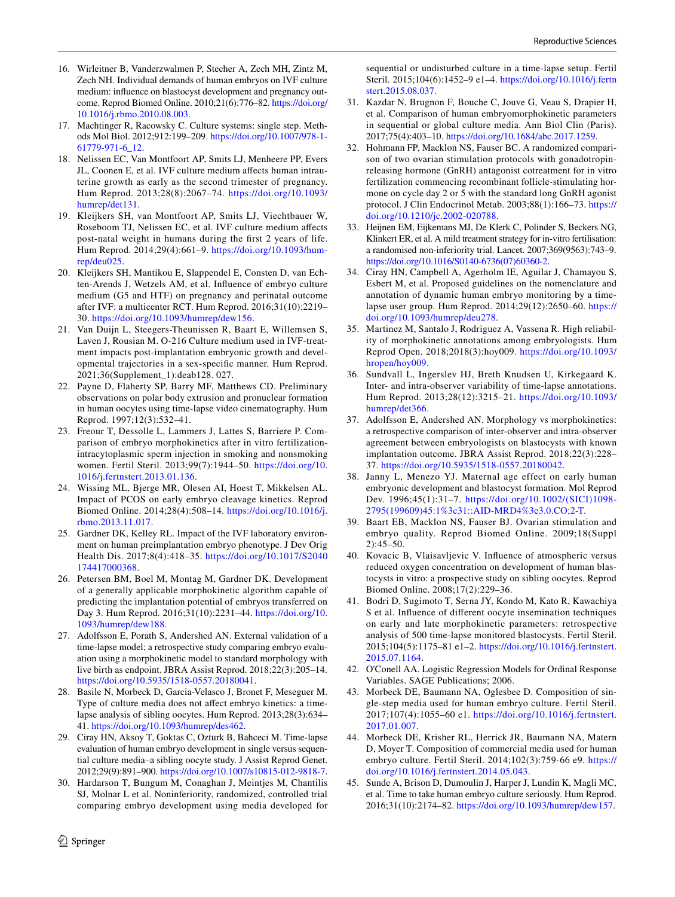16. Wirleitner B, Vanderzwalmen P, Stecher A, Zech MH, Zintz M, Zech NH. Individual demands of human embryos on IVF culture medium: influence on blastocyst development and pregnancy outcome. Reprod Biomed Online. 2010;21(6):776–82. https://doi.org/10.1016/j.rbmo.2010.08.003.
17. Machtinger R, Racowsky C. Culture systems: single step. Methods Mol Biol. 2012;912:199–209. https://doi.org/10.1007/978-1-61779-971-6_12.
18. Nelissen EC, Van Montfoort AP, Smits LJ, Menheere PP, Evers JL, Coonen E, et al. IVF culture medium affects human intrauterine growth as early as the second trimester of pregnancy. Hum Reprod. 2013;28(8):2067–74. https://doi.org/10.1093/humrep/det131.
19. Kleijkers SH, van Montfoort AP, Smits LJ, Viechtbauer W, Roseboom TJ, Nelissen EC, et al. IVF culture medium affects post-natal weight in humans during the first 2 years of life. Hum Reprod. 2014;29(4):661–9. https://doi.org/10.1093/humrep/deu025.
20. Kleijkers SH, Mantikou E, Slappendel E, Consten D, van Echten-Arends J, Wetzels AM, et al. Influence of embryo culture medium (G5 and HTF) on pregnancy and perinatal outcome after IVF: a multicenter RCT. Hum Reprod. 2016;31(10):2219–30. https://doi.org/10.1093/humrep/dew156.
21. Van Duijn L, Steegers-Theunissen R, Baart E, Willemsen S, Laven J, Rousian M. O-216 Culture medium used in IVF-treatment impacts post-implantation embryonic growth and developmental trajectories in a sex-specific manner. Hum Reprod. 2021;36(Supplement_1):deab128. 027.
22. Payne D, Flaherty SP, Barry MF, Matthews CD. Preliminary observations on polar body extrusion and pronuclear formation in human oocytes using time-lapse video cinematography. Hum Reprod. 1997;12(3):532–41.
23. Freour T, Dessolle L, Lammers J, Lattes S, Barriere P. Comparison of embryo morphokinetics after in vitro fertilization-intracytoplasmic sperm injection in smoking and nonsmoking women. Fertil Steril. 2013;99(7):1944–50. https://doi.org/10.1016/j.fertnstert.2013.01.136.
24. Wissing ML, Bjerge MR, Olesen AI, Hoest T, Mikkelsen AL. Impact of PCOS on early embryo cleavage kinetics. Reprod Biomed Online. 2014;28(4):508–14. https://doi.org/10.1016/j.rbmo.2013.11.017.
25. Gardner DK, Kelley RL. Impact of the IVF laboratory environment on human preimplantation embryo phenotype. J Dev Orig Health Dis. 2017;8(4):418–35. https://doi.org/10.1017/S2040174417000368.
26. Petersen BM, Boel M, Montag M, Gardner DK. Development of a generally applicable morphokinetic algorithm capable of predicting the implantation potential of embryos transferred on Day 3. Hum Reprod. 2016;31(10):2231–44. https://doi.org/10.1093/humrep/dew188.
27. Adolfsson E, Porath S, Andershed AN. External validation of a time-lapse model; a retrospective study comparing embryo evaluation using a morphokinetic model to standard morphology with live birth as endpoint. JBRA Assist Reprod. 2018;22(3):205–14. https://doi.org/10.5935/1518-0557.20180041.
28. Basile N, Morbeck D, Garcia-Velasco J, Bronet F, Meseguer M. Type of culture media does not affect embryo kinetics: a time-lapse analysis of sibling oocytes. Hum Reprod. 2013;28(3):634–41. https://doi.org/10.1093/humrep/des462.
29. Ciray HN, Aksoy T, Goktas C, Ozturk B, Bahceci M. Time-lapse evaluation of human embryo development in single versus sequential culture media–a sibling oocyte study. J Assist Reprod Genet. 2012;29(9):891–900. https://doi.org/10.1007/s10815-012-9818-7.
30. Hardarson T, Bungum M, Conaghan J, Meintjes M, Chantilis SJ, Molnar L et al. Noninferiority, randomized, controlled trial comparing embryo development using media developed for sequential or undisturbed culture in a time-lapse setup. Fertil Steril. 2015;104(6):1452–9 e1–4. https://doi.org/10.1016/j.fertnstert.2015.08.037.
31. Kazdar N, Brugnon F, Bouche C, Jouve G, Veau S, Drapier H, et al. Comparison of human embryomorphokinetic parameters in sequential or global culture media. Ann Biol Clin (Paris). 2017;75(4):403–10. https://doi.org/10.1684/abc.2017.1259.
32. Hohmann FP, Macklon NS, Fauser BC. A randomized comparison of two ovarian stimulation protocols with gonadotropin-releasing hormone (GnRH) antagonist cotreatment for in vitro fertilization commencing recombinant follicle-stimulating hormone on cycle day 2 or 5 with the standard long GnRH agonist protocol. J Clin Endocrinol Metab. 2003;88(1):166–73. https://doi.org/10.1210/jc.2002-020788.
33. Heijnen EM, Eijkemans MJ, De Klerk C, Polinder S, Beckers NG, Klinkert ER, et al. A mild treatment strategy for in-vitro fertilisation: a randomised non-inferiority trial. Lancet. 2007;369(9563):743–9. https://doi.org/10.1016/S0140-6736(07)60360-2.
34. Ciray HN, Campbell A, Agerholm IE, Aguilar J, Chamayou S, Esbert M, et al. Proposed guidelines on the nomenclature and annotation of dynamic human embryo monitoring by a time-lapse user group. Hum Reprod. 2014;29(12):2650–60. https://doi.org/10.1093/humrep/deu278.
35. Martinez M, Santalo J, Rodriguez A, Vassena R. High reliability of morphokinetic annotations among embryologists. Hum Reprod Open. 2018;2018(3):hoy009. https://doi.org/10.1093/hropen/hoy009.
36. Sundvall L, Ingerslev HJ, Breth Knudsen U, Kirkegaard K. Inter- and intra-observer variability of time-lapse annotations. Hum Reprod. 2013;28(12):3215–21. https://doi.org/10.1093/humrep/det366.
37. Adolfsson E, Andershed AN. Morphology vs morphokinetics: a retrospective comparison of inter-observer and intra-observer agreement between embryologists on blastocysts with known implantation outcome. JBRA Assist Reprod. 2018;22(3):228–37. https://doi.org/10.5935/1518-0557.20180042.
38. Janny L, Menezo YJ. Maternal age effect on early human embryonic development and blastocyst formation. Mol Reprod Dev. 1996;45(1):31–7. https://doi.org/10.1002/(SICI)1098-2795(199609)45:1%3c31::AID-MRD4%3e3.0.CO;2-T.
39. Baart EB, Macklon NS, Fauser BJ. Ovarian stimulation and embryo quality. Reprod Biomed Online. 2009;18(Suppl 2):45–50.
40. Kovacic B, Vlaisavljevic V. Influence of atmospheric versus reduced oxygen concentration on development of human blastocysts in vitro: a prospective study on sibling oocytes. Reprod Biomed Online. 2008;17(2):229–36.
41. Bodri D, Sugimoto T, Serna JY, Kondo M, Kato R, Kawachiya S et al. Influence of different oocyte insemination techniques on early and late morphokinetic parameters: retrospective analysis of 500 time-lapse monitored blastocysts. Fertil Steril. 2015;104(5):1175–81 e1–2. https://doi.org/10.1016/j.fertnstert.2015.07.1164.
42. O'Conell AA. Logistic Regression Models for Ordinal Response Variables. SAGE Publications; 2006.
43. Morbeck DE, Baumann NA, Oglesbee D. Composition of single-step media used for human embryo culture. Fertil Steril. 2017;107(4):1055–60 e1. https://doi.org/10.1016/j.fertnstert.2017.01.007.
44. Morbeck DE, Krisher RL, Herrick JR, Baumann NA, Matern D, Moyer T. Composition of commercial media used for human embryo culture. Fertil Steril. 2014;102(3):759-66 e9. https://doi.org/10.1016/j.fertnstert.2014.05.043.
45. Sunde A, Brison D, Dumoulin J, Harper J, Lundin K, Magli MC, et al. Time to take human embryo culture seriously. Hum Reprod. 2016;31(10):2174–82. https://doi.org/10.1093/humrep/dew157.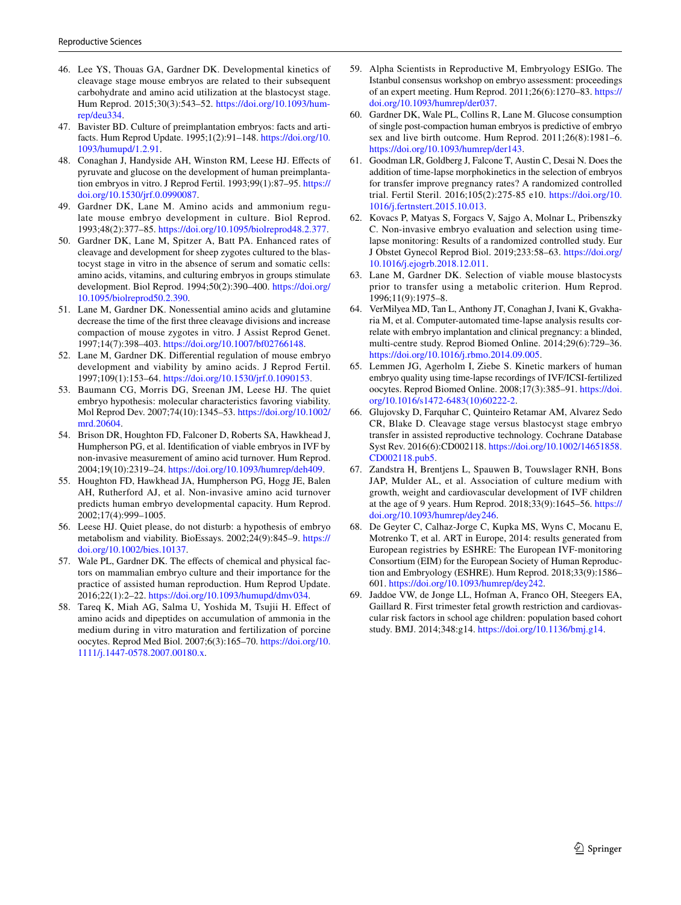46. Lee YS, Thouas GA, Gardner DK. Developmental kinetics of cleavage stage mouse embryos are related to their subsequent carbohydrate and amino acid utilization at the blastocyst stage. Hum Reprod. 2015;30(3):543–52. https://doi.org/10.1093/humrep/deu334.
47. Bavister BD. Culture of preimplantation embryos: facts and artifacts. Hum Reprod Update. 1995;1(2):91–148. https://doi.org/10.1093/humupd/1.2.91.
48. Conaghan J, Handyside AH, Winston RM, Leese HJ. Effects of pyruvate and glucose on the development of human preimplantation embryos in vitro. J Reprod Fertil. 1993;99(1):87–95. https://doi.org/10.1530/jrf.0.0990087.
49. Gardner DK, Lane M. Amino acids and ammonium regulate mouse embryo development in culture. Biol Reprod. 1993;48(2):377–85. https://doi.org/10.1095/biolreprod48.2.377.
50. Gardner DK, Lane M, Spitzer A, Batt PA. Enhanced rates of cleavage and development for sheep zygotes cultured to the blastocyst stage in vitro in the absence of serum and somatic cells: amino acids, vitamins, and culturing embryos in groups stimulate development. Biol Reprod. 1994;50(2):390–400. https://doi.org/10.1095/biolreprod50.2.390.
51. Lane M, Gardner DK. Nonessential amino acids and glutamine decrease the time of the first three cleavage divisions and increase compaction of mouse zygotes in vitro. J Assist Reprod Genet. 1997;14(7):398–403. https://doi.org/10.1007/bf02766148.
52. Lane M, Gardner DK. Differential regulation of mouse embryo development and viability by amino acids. J Reprod Fertil. 1997;109(1):153–64. https://doi.org/10.1530/jrf.0.1090153.
53. Baumann CG, Morris DG, Sreenan JM, Leese HJ. The quiet embryo hypothesis: molecular characteristics favoring viability. Mol Reprod Dev. 2007;74(10):1345–53. https://doi.org/10.1002/mrd.20604.
54. Brison DR, Houghton FD, Falconer D, Roberts SA, Hawkhead J, Humpherson PG, et al. Identification of viable embryos in IVF by non-invasive measurement of amino acid turnover. Hum Reprod. 2004;19(10):2319–24. https://doi.org/10.1093/humrep/deh409.
55. Houghton FD, Hawkhead JA, Humpherson PG, Hogg JE, Balen AH, Rutherford AJ, et al. Non-invasive amino acid turnover predicts human embryo developmental capacity. Hum Reprod. 2002;17(4):999–1005.
56. Leese HJ. Quiet please, do not disturb: a hypothesis of embryo metabolism and viability. BioEssays. 2002;24(9):845–9. https://doi.org/10.1002/bies.10137.
57. Wale PL, Gardner DK. The effects of chemical and physical factors on mammalian embryo culture and their importance for the practice of assisted human reproduction. Hum Reprod Update. 2016;22(1):2–22. https://doi.org/10.1093/humupd/dmv034.
58. Tareq K, Miah AG, Salma U, Yoshida M, Tsujii H. Effect of amino acids and dipeptides on accumulation of ammonia in the medium during in vitro maturation and fertilization of porcine oocytes. Reprod Med Biol. 2007;6(3):165–70. https://doi.org/10.1111/j.1447-0578.2007.00180.x.
59. Alpha Scientists in Reproductive M, Embryology ESIGo. The Istanbul consensus workshop on embryo assessment: proceedings of an expert meeting. Hum Reprod. 2011;26(6):1270–83. https://doi.org/10.1093/humrep/der037.
60. Gardner DK, Wale PL, Collins R, Lane M. Glucose consumption of single post-compaction human embryos is predictive of embryo sex and live birth outcome. Hum Reprod. 2011;26(8):1981–6. https://doi.org/10.1093/humrep/der143.
61. Goodman LR, Goldberg J, Falcone T, Austin C, Desai N. Does the addition of time-lapse morphokinetics in the selection of embryos for transfer improve pregnancy rates? A randomized controlled trial. Fertil Steril. 2016;105(2):275-85 e10. https://doi.org/10.1016/j.fertnstert.2015.10.013.
62. Kovacs P, Matyas S, Forgacs V, Sajgo A, Molnar L, Pribenszky C. Non-invasive embryo evaluation and selection using time-lapse monitoring: Results of a randomized controlled study. Eur J Obstet Gynecol Reprod Biol. 2019;233:58–63. https://doi.org/10.1016/j.ejogrb.2018.12.011.
63. Lane M, Gardner DK. Selection of viable mouse blastocysts prior to transfer using a metabolic criterion. Hum Reprod. 1996;11(9):1975–8.
64. VerMilyea MD, Tan L, Anthony JT, Conaghan J, Ivani K, Gvakharia M, et al. Computer-automated time-lapse analysis results correlate with embryo implantation and clinical pregnancy: a blinded, multi-centre study. Reprod Biomed Online. 2014;29(6):729–36. https://doi.org/10.1016/j.rbmo.2014.09.005.
65. Lemmen JG, Agerholm I, Ziebe S. Kinetic markers of human embryo quality using time-lapse recordings of IVF/ICSI-fertilized oocytes. Reprod Biomed Online. 2008;17(3):385–91. https://doi.org/10.1016/s1472-6483(10)60222-2.
66. Glujovsky D, Farquhar C, Quinteiro Retamar AM, Alvarez Sedo CR, Blake D. Cleavage stage versus blastocyst stage embryo transfer in assisted reproductive technology. Cochrane Database Syst Rev. 2016(6):CD002118. https://doi.org/10.1002/14651858.CD002118.pub5.
67. Zandstra H, Brentjens L, Spauwen B, Touwslager RNH, Bons JAP, Mulder AL, et al. Association of culture medium with growth, weight and cardiovascular development of IVF children at the age of 9 years. Hum Reprod. 2018;33(9):1645–56. https://doi.org/10.1093/humrep/dey246.
68. De Geyter C, Calhaz-Jorge C, Kupka MS, Wyns C, Mocanu E, Motrenko T, et al. ART in Europe, 2014: results generated from European registries by ESHRE: The European IVF-monitoring Consortium (EIM) for the European Society of Human Reproduction and Embryology (ESHRE). Hum Reprod. 2018;33(9):1586–601. https://doi.org/10.1093/humrep/dey242.
69. Jaddoe VW, de Jonge LL, Hofman A, Franco OH, Steegers EA, Gaillard R. First trimester fetal growth restriction and cardiovascular risk factors in school age children: population based cohort study. BMJ. 2014;348:g14. https://doi.org/10.1136/bmj.g14.